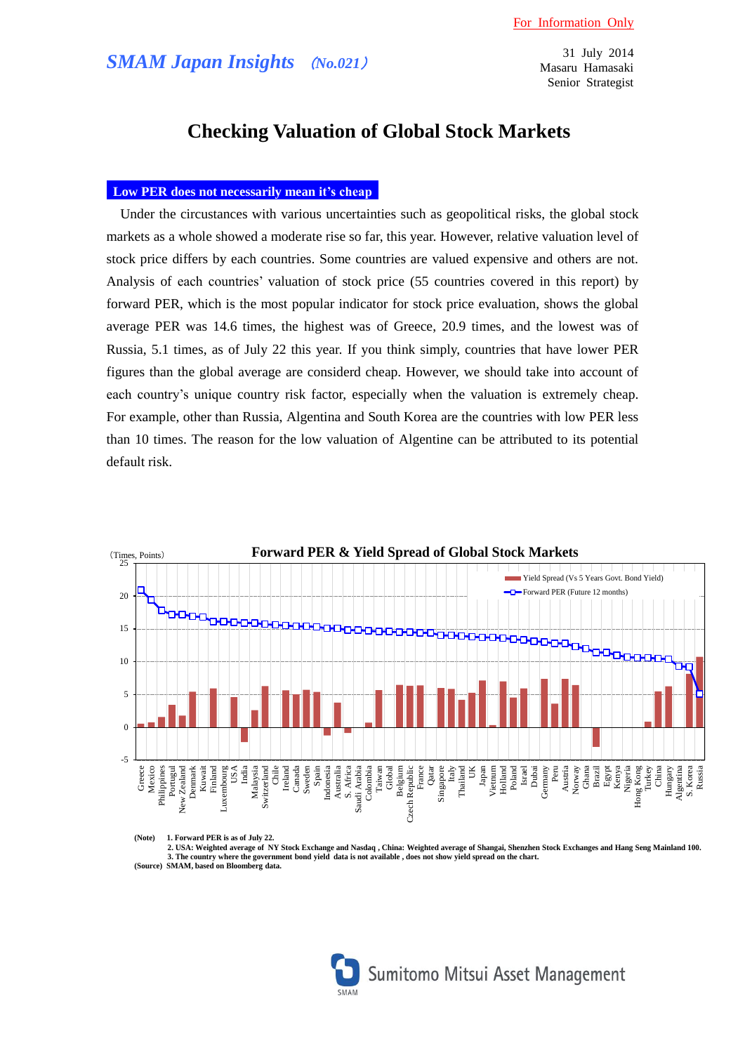For Information Only

*SMAM Japan Insights* *(No.021)*

31 July 2014
Masaru Hamasaki
Senior Strategist

# Checking Valuation of Global Stock Markets

## Low PER does not necessarily mean it's cheap

Under the circumstances with various uncertainties such as geopolitical risks, the global stock markets as a whole showed a moderate rise so far, this year. However, relative valuation level of stock price differs by each countries. Some countries are valued expensive and others are not. Analysis of each countries' valuation of stock price (55 countries covered in this report) by forward PER, which is the most popular indicator for stock price evaluation, shows the global average PER was 14.6 times, the highest was of Greece, 20.9 times, and the lowest was of Russia, 5.1 times, as of July 22 this year. If you think simply, countries that have lower PER figures than the global average are considerd cheap. However, we should take into account of each country's unique country risk factor, especially when the valuation is extremely cheap. For example, other than Russia, Algentina and South Korea are the countries with low PER less than 10 times. The reason for the low valuation of Algentine can be attributed to its potential default risk.

**Forward PER & Yield Spread of Global Stock Markets**

(Times, Points)

Legend: Yield Spread (Vs 5 Years Govt. Bond Yield); Forward PER (Future 12 months)

Countries (left to right): Greece, Mexico, Philippines, Portugal, New Zealand, Denmark, Kuwait, Finland, Luxembourg, USA, India, Malaysia, Switzerland, Chile, Ireland, Canada, Sweden, Spain, Indonesia, Australia, S. Africa, Saudi Arabia, Colombia, Taiwan, Global, Belgium, Czech Republic, France, Qatar, Singapore, Italy, Thailand, UK, Japan, Vietnum, Holland, Poland, Israel, Dubai, Germany, Peru, Austria, Norway, Ghana, Brazil, Egypt, Kenya, Nigeria, Hong Kong, Turkey, China, Hungary, Algentina, S. Korea, Russia

(Note) 1. Forward PER is as of July 22.
2. USA: Weighted average of NY Stock Exchange and Nasdaq , China: Weighted average of Shangai, Shenzhen Stock Exchanges and Hang Seng Mainland 100.
3. The country where the government bond yield data is not available , does not show yield spread on the chart.

(Source) SMAM, based on Bloomberg data.

Sumitomo Mitsui Asset Management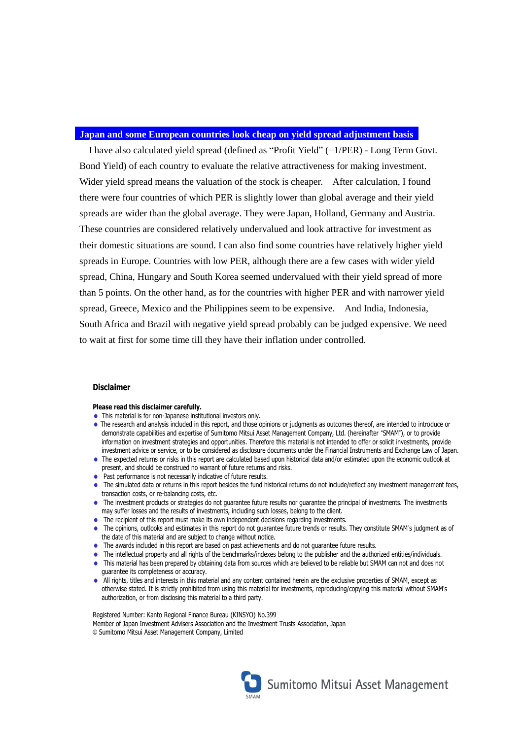## Japan and some European countries look cheap on yield spread adjustment basis

I have also calculated yield spread (defined as "Profit Yield" (=1/PER) - Long Term Govt. Bond Yield) of each country to evaluate the relative attractiveness for making investment. Wider yield spread means the valuation of the stock is cheaper. After calculation, I found there were four countries of which PER is slightly lower than global average and their yield spreads are wider than the global average. They were Japan, Holland, Germany and Austria. These countries are considered relatively undervalued and look attractive for investment as their domestic situations are sound. I can also find some countries have relatively higher yield spreads in Europe. Countries with low PER, although there are a few cases with wider yield spread, China, Hungary and South Korea seemed undervalued with their yield spread of more than 5 points. On the other hand, as for the countries with higher PER and with narrower yield spread, Greece, Mexico and the Philippines seem to be expensive. And India, Indonesia, South Africa and Brazil with negative yield spread probably can be judged expensive. We need to wait at first for some time till they have their inflation under controlled.

### Disclaimer

**Please read this disclaimer carefully.**

- This material is for non-Japanese institutional investors only.
- The research and analysis included in this report, and those opinions or judgments as outcomes thereof, are intended to introduce or demonstrate capabilities and expertise of Sumitomo Mitsui Asset Management Company, Ltd. (hereinafter "SMAM"), or to provide information on investment strategies and opportunities. Therefore this material is not intended to offer or solicit investments, provide investment advice or service, or to be considered as disclosure documents under the Financial Instruments and Exchange Law of Japan.
- The expected returns or risks in this report are calculated based upon historical data and/or estimated upon the economic outlook at present, and should be construed no warrant of future returns and risks.
- Past performance is not necessarily indicative of future results.
- The simulated data or returns in this report besides the fund historical returns do not include/reflect any investment management fees, transaction costs, or re-balancing costs, etc.
- The investment products or strategies do not guarantee future results nor guarantee the principal of investments. The investments may suffer losses and the results of investments, including such losses, belong to the client.
- The recipient of this report must make its own independent decisions regarding investments.
- The opinions, outlooks and estimates in this report do not guarantee future trends or results. They constitute SMAM's judgment as of the date of this material and are subject to change without notice.
- The awards included in this report are based on past achievements and do not guarantee future results.
- The intellectual property and all rights of the benchmarks/indexes belong to the publisher and the authorized entities/individuals.
- This material has been prepared by obtaining data from sources which are believed to be reliable but SMAM can not and does not guarantee its completeness or accuracy.
- All rights, titles and interests in this material and any content contained herein are the exclusive properties of SMAM, except as otherwise stated. It is strictly prohibited from using this material for investments, reproducing/copying this material without SMAM's authorization, or from disclosing this material to a third party.

Registered Number: Kanto Regional Finance Bureau (KINSYO) No.399
Member of Japan Investment Advisers Association and the Investment Trusts Association, Japan
© Sumitomo Mitsui Asset Management Company, Limited

Sumitomo Mitsui Asset Management